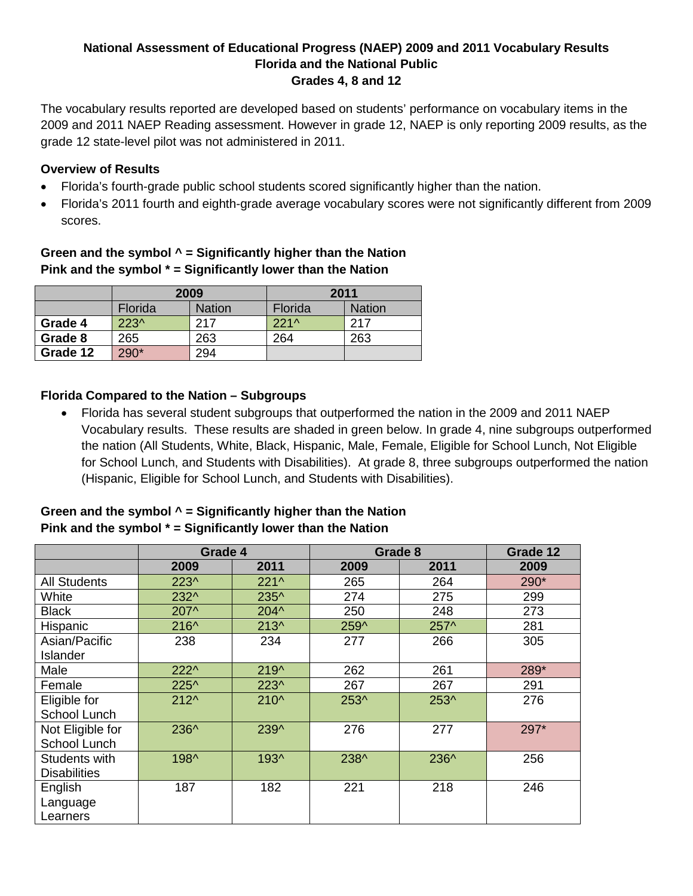# National Assessment of Educational Progress (NAEP) 2009 and 2011 Vocabulary Results
## Florida and the National Public
## Grades 4, 8 and 12

The vocabulary results reported are developed based on students' performance on vocabulary items in the 2009 and 2011 NAEP Reading assessment. However in grade 12, NAEP is only reporting 2009 results, as the grade 12 state-level pilot was not administered in 2011.

### Overview of Results

- Florida's fourth-grade public school students scored significantly higher than the nation.
- Florida's 2011 fourth and eighth-grade average vocabulary scores were not significantly different from 2009 scores.

**Green and the symbol ^ = Significantly higher than the Nation**
**Pink and the symbol * = Significantly lower than the Nation**

| | 2009 | | 2011 | |
|---|---|---|---|---|
| | Florida | Nation | Florida | Nation |
| **Grade 4** | 223^ | 217 | 221^ | 217 |
| **Grade 8** | 265 | 263 | 264 | 263 |
| **Grade 12** | 290* | 294 | | |

### Florida Compared to the Nation – Subgroups

- Florida has several student subgroups that outperformed the nation in the 2009 and 2011 NAEP Vocabulary results. These results are shaded in green below. In grade 4, nine subgroups outperformed the nation (All Students, White, Black, Hispanic, Male, Female, Eligible for School Lunch, Not Eligible for School Lunch, and Students with Disabilities). At grade 8, three subgroups outperformed the nation (Hispanic, Eligible for School Lunch, and Students with Disabilities).

**Green and the symbol ^ = Significantly higher than the Nation**
**Pink and the symbol * = Significantly lower than the Nation**

| | Grade 4 | | Grade 8 | | Grade 12 |
|---|---|---|---|---|---|
| | 2009 | 2011 | 2009 | 2011 | 2009 |
| All Students | 223^ | 221^ | 265 | 264 | 290* |
| White | 232^ | 235^ | 274 | 275 | 299 |
| Black | 207^ | 204^ | 250 | 248 | 273 |
| Hispanic | 216^ | 213^ | 259^ | 257^ | 281 |
| Asian/Pacific Islander | 238 | 234 | 277 | 266 | 305 |
| Male | 222^ | 219^ | 262 | 261 | 289* |
| Female | 225^ | 223^ | 267 | 267 | 291 |
| Eligible for School Lunch | 212^ | 210^ | 253^ | 253^ | 276 |
| Not Eligible for School Lunch | 236^ | 239^ | 276 | 277 | 297* |
| Students with Disabilities | 198^ | 193^ | 238^ | 236^ | 256 |
| English Language Learners | 187 | 182 | 221 | 218 | 246 |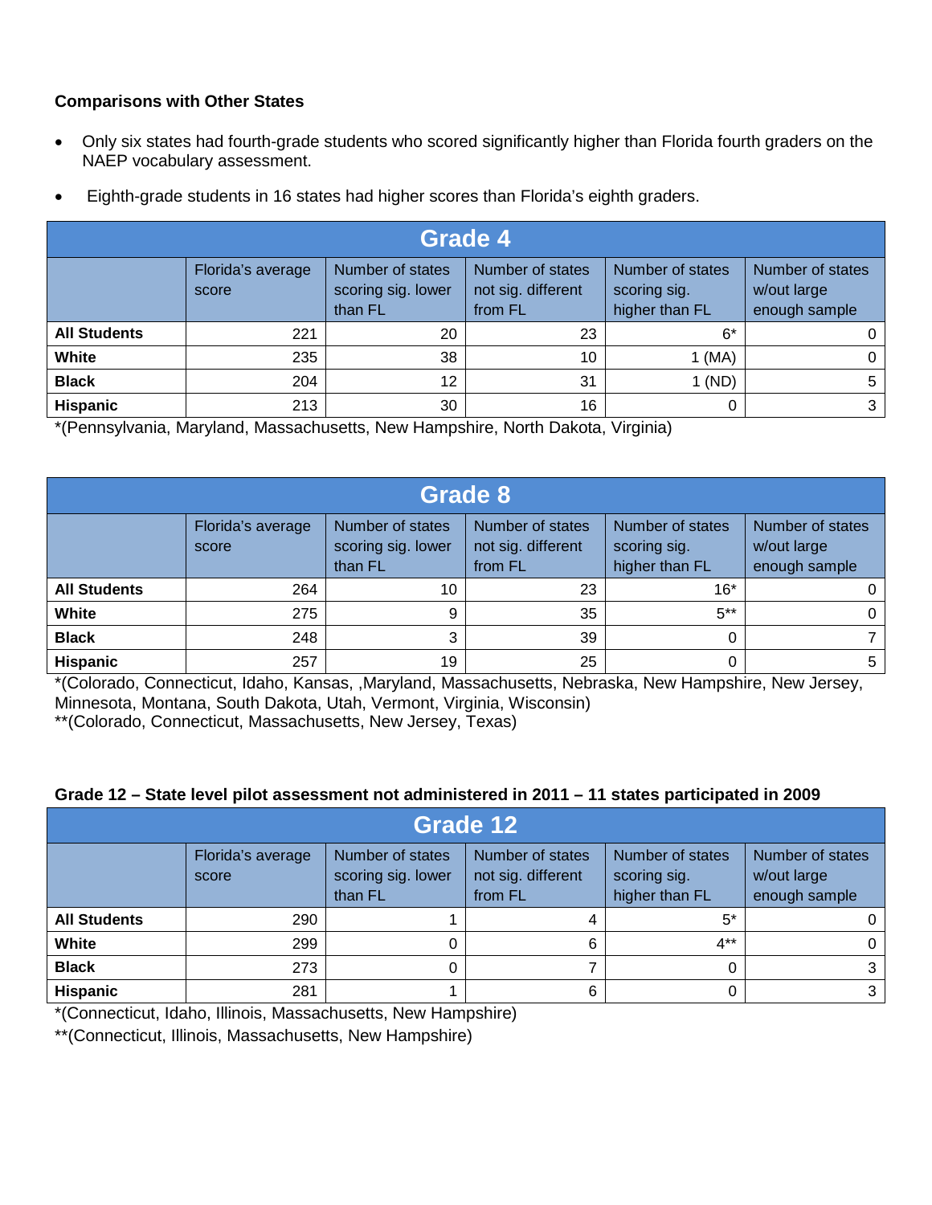**Comparisons with Other States**

- Only six states had fourth-grade students who scored significantly higher than Florida fourth graders on the NAEP vocabulary assessment.
- Eighth-grade students in 16 states had higher scores than Florida's eighth graders.

| Grade 4 | | | | | |
|---|---|---|---|---|---|
| | Florida's average score | Number of states scoring sig. lower than FL | Number of states not sig. different from FL | Number of states scoring sig. higher than FL | Number of states w/out large enough sample |
| **All Students** | 221 | 20 | 23 | 6* | 0 |
| **White** | 235 | 38 | 10 | 1 (MA) | 0 |
| **Black** | 204 | 12 | 31 | 1 (ND) | 5 |
| **Hispanic** | 213 | 30 | 16 | 0 | 3 |

*(Pennsylvania, Maryland, Massachusetts, New Hampshire, North Dakota, Virginia)

| Grade 8 | | | | | |
|---|---|---|---|---|---|
| | Florida's average score | Number of states scoring sig. lower than FL | Number of states not sig. different from FL | Number of states scoring sig. higher than FL | Number of states w/out large enough sample |
| **All Students** | 264 | 10 | 23 | 16* | 0 |
| **White** | 275 | 9 | 35 | 5** | 0 |
| **Black** | 248 | 3 | 39 | 0 | 7 |
| **Hispanic** | 257 | 19 | 25 | 0 | 5 |

*(Colorado, Connecticut, Idaho, Kansas, ,Maryland, Massachusetts, Nebraska, New Hampshire, New Jersey, Minnesota, Montana, South Dakota, Utah, Vermont, Virginia, Wisconsin)
**(Colorado, Connecticut, Massachusetts, New Jersey, Texas)

**Grade 12 – State level pilot assessment not administered in 2011 – 11 states participated in 2009**

| Grade 12 | | | | | |
|---|---|---|---|---|---|
| | Florida's average score | Number of states scoring sig. lower than FL | Number of states not sig. different from FL | Number of states scoring sig. higher than FL | Number of states w/out large enough sample |
| **All Students** | 290 | 1 | 4 | 5* | 0 |
| **White** | 299 | 0 | 6 | 4** | 0 |
| **Black** | 273 | 0 | 7 | 0 | 3 |
| **Hispanic** | 281 | 1 | 6 | 0 | 3 |

*(Connecticut, Idaho, Illinois, Massachusetts, New Hampshire)
**(Connecticut, Illinois, Massachusetts, New Hampshire)